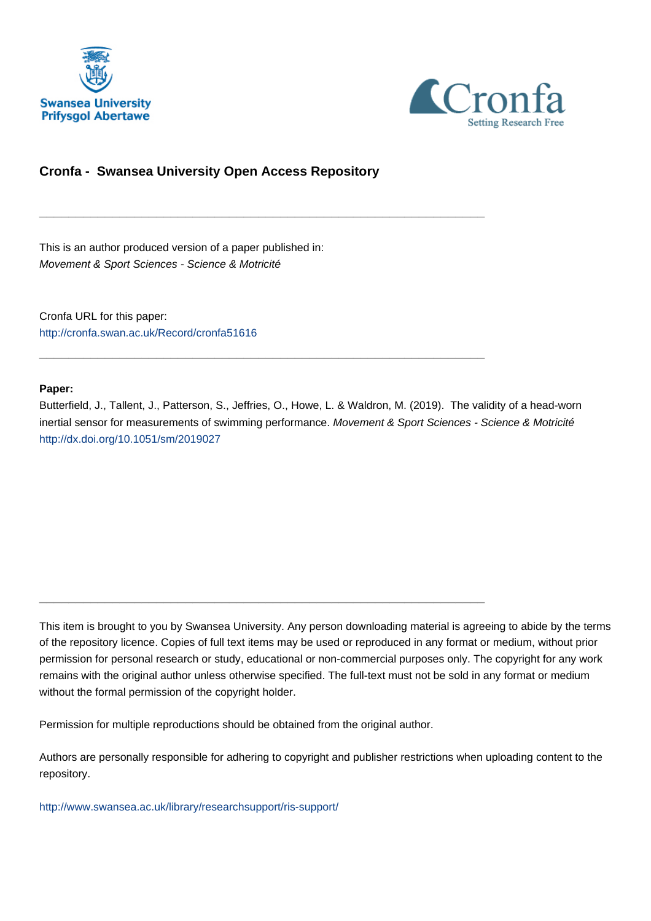Swansea University
Prifysgol Abertawe

Cronfa
Setting Research Free

## Cronfa - Swansea University Open Access Repository

---

This is an author produced version of a paper published in:
*Movement & Sport Sciences - Science & Motricité*

Cronfa URL for this paper:
http://cronfa.swan.ac.uk/Record/cronfa51616

---

**Paper:**
Butterfield, J., Tallent, J., Patterson, S., Jeffries, O., Howe, L. & Waldron, M. (2019). The validity of a head-worn inertial sensor for measurements of swimming performance. *Movement & Sport Sciences - Science & Motricité*
http://dx.doi.org/10.1051/sm/2019027

---

This item is brought to you by Swansea University. Any person downloading material is agreeing to abide by the terms of the repository licence. Copies of full text items may be used or reproduced in any format or medium, without prior permission for personal research or study, educational or non-commercial purposes only. The copyright for any work remains with the original author unless otherwise specified. The full-text must not be sold in any format or medium without the formal permission of the copyright holder.

Permission for multiple reproductions should be obtained from the original author.

Authors are personally responsible for adhering to copyright and publisher restrictions when uploading content to the repository.

http://www.swansea.ac.uk/library/researchsupport/ris-support/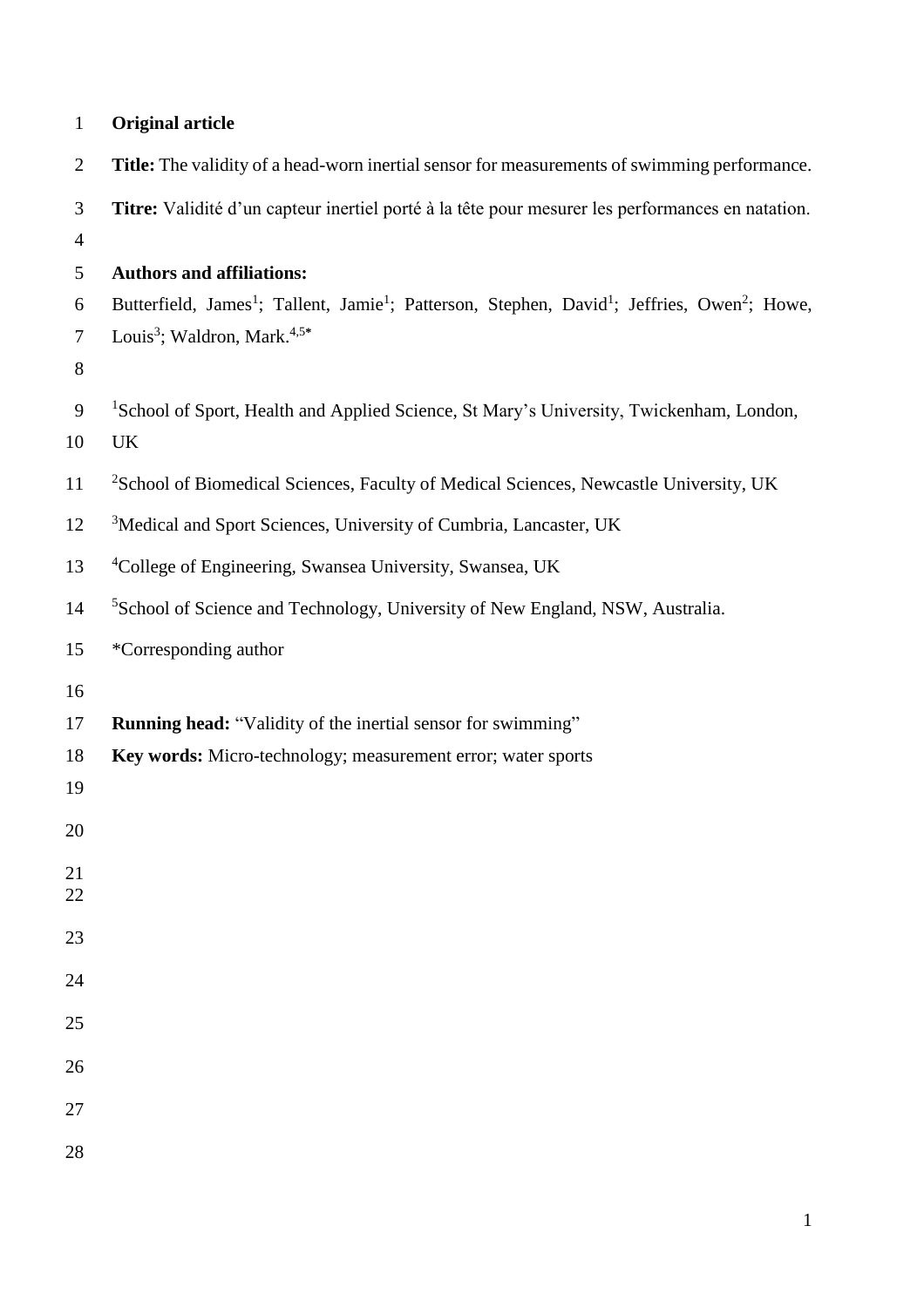**Original article**

**Title:** The validity of a head-worn inertial sensor for measurements of swimming performance.

**Titre:** Validité d'un capteur inertiel porté à la tête pour mesurer les performances en natation.

**Authors and affiliations:**

Butterfield, James[1]; Tallent, Jamie[1]; Patterson, Stephen, David[1]; Jeffries, Owen[2]; Howe, Louis[3]; Waldron, Mark.[4,5*]

[1]School of Sport, Health and Applied Science, St Mary's University, Twickenham, London, UK

[2]School of Biomedical Sciences, Faculty of Medical Sciences, Newcastle University, UK

[3]Medical and Sport Sciences, University of Cumbria, Lancaster, UK

[4]College of Engineering, Swansea University, Swansea, UK

[5]School of Science and Technology, University of New England, NSW, Australia.

*Corresponding author

**Running head:** "Validity of the inertial sensor for swimming"

**Key words:** Micro-technology; measurement error; water sports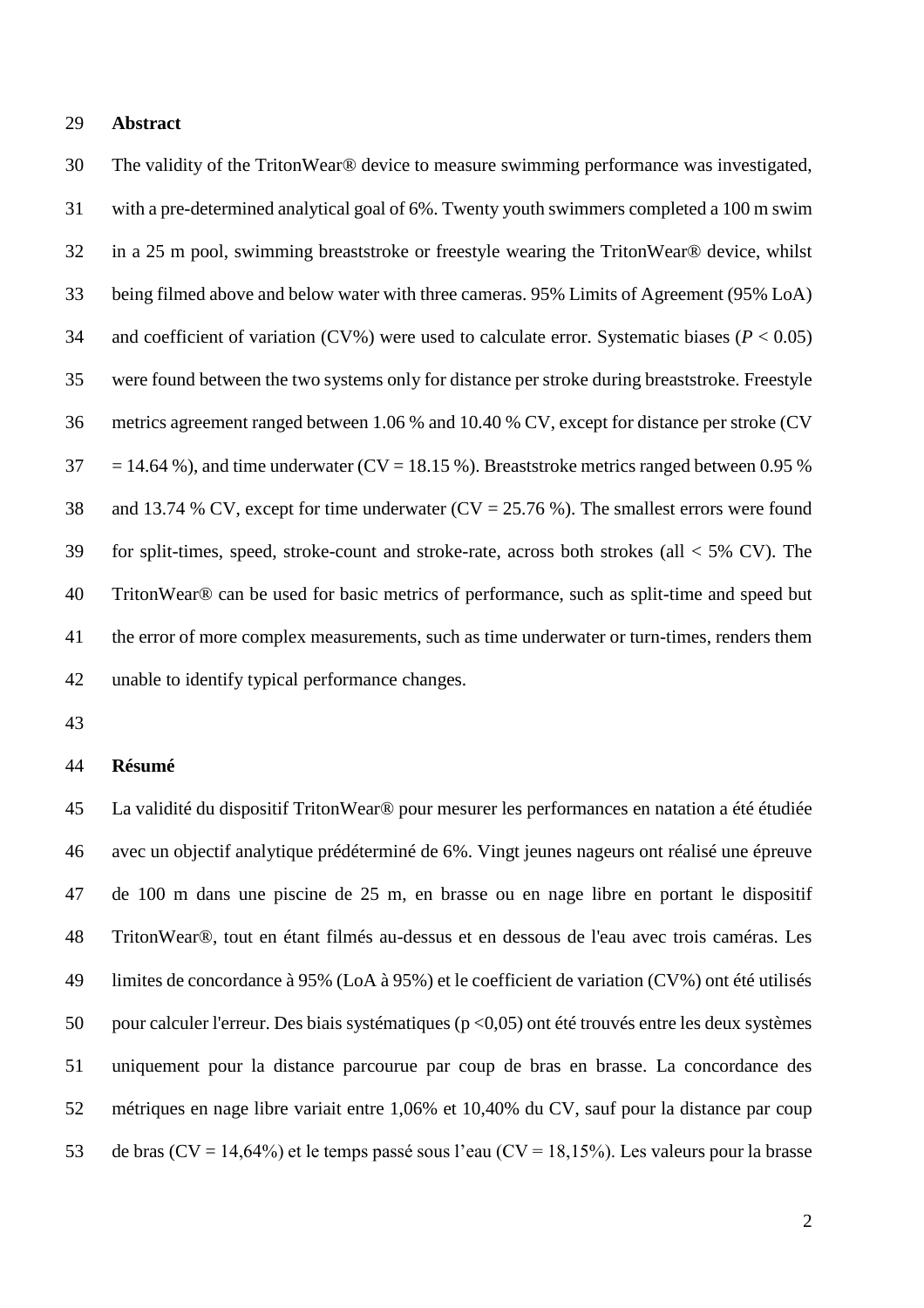## Abstract

The validity of the TritonWear® device to measure swimming performance was investigated, with a pre-determined analytical goal of 6%. Twenty youth swimmers completed a 100 m swim in a 25 m pool, swimming breaststroke or freestyle wearing the TritonWear® device, whilst being filmed above and below water with three cameras. 95% Limits of Agreement (95% LoA) and coefficient of variation (CV%) were used to calculate error. Systematic biases ($P < 0.05$) were found between the two systems only for distance per stroke during breaststroke. Freestyle metrics agreement ranged between 1.06 % and 10.40 % CV, except for distance per stroke (CV = 14.64 %), and time underwater (CV = 18.15 %). Breaststroke metrics ranged between 0.95 % and 13.74 % CV, except for time underwater (CV = 25.76 %). The smallest errors were found for split-times, speed, stroke-count and stroke-rate, across both strokes (all < 5% CV). The TritonWear® can be used for basic metrics of performance, such as split-time and speed but the error of more complex measurements, such as time underwater or turn-times, renders them unable to identify typical performance changes.

## Résumé

La validité du dispositif TritonWear® pour mesurer les performances en natation a été étudiée avec un objectif analytique prédéterminé de 6%. Vingt jeunes nageurs ont réalisé une épreuve de 100 m dans une piscine de 25 m, en brasse ou en nage libre en portant le dispositif TritonWear®, tout en étant filmés au-dessus et en dessous de l'eau avec trois caméras. Les limites de concordance à 95% (LoA à 95%) et le coefficient de variation (CV%) ont été utilisés pour calculer l'erreur. Des biais systématiques (p <0,05) ont été trouvés entre les deux systèmes uniquement pour la distance parcourue par coup de bras en brasse. La concordance des métriques en nage libre variait entre 1,06% et 10,40% du CV, sauf pour la distance par coup de bras (CV = 14,64%) et le temps passé sous l'eau (CV = 18,15%). Les valeurs pour la brasse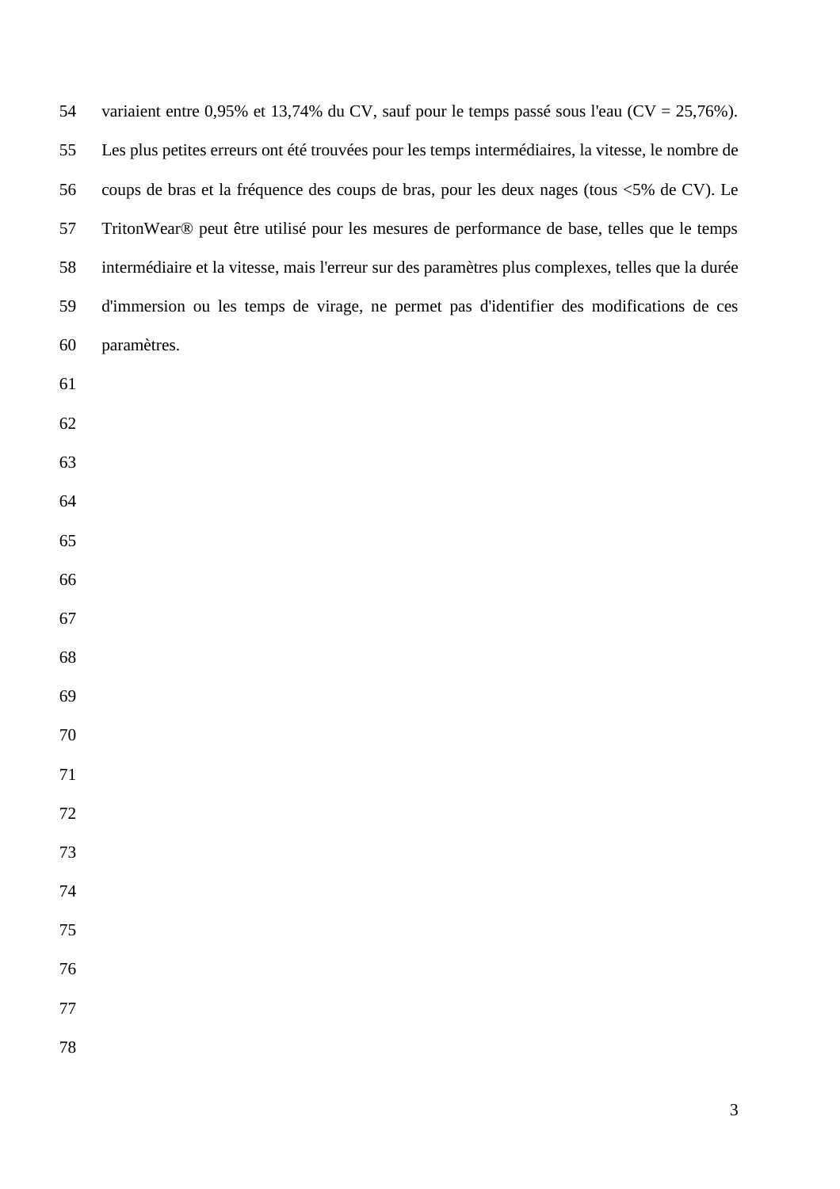variaient entre 0,95% et 13,74% du CV, sauf pour le temps passé sous l'eau (CV = 25,76%). Les plus petites erreurs ont été trouvées pour les temps intermédiaires, la vitesse, le nombre de coups de bras et la fréquence des coups de bras, pour les deux nages (tous <5% de CV). Le TritonWear® peut être utilisé pour les mesures de performance de base, telles que le temps intermédiaire et la vitesse, mais l'erreur sur des paramètres plus complexes, telles que la durée d'immersion ou les temps de virage, ne permet pas d'identifier des modifications de ces paramètres.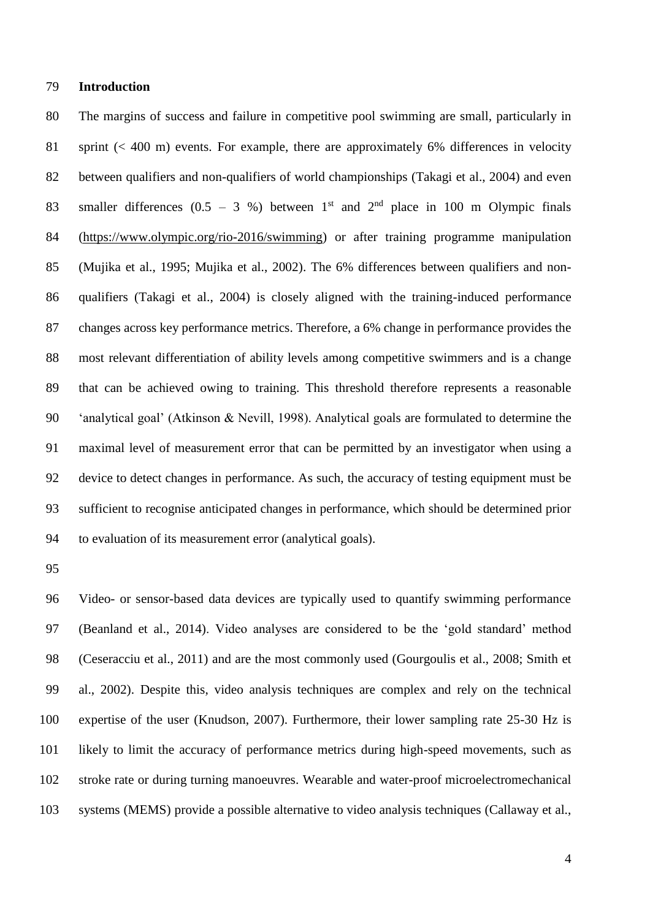## Introduction

The margins of success and failure in competitive pool swimming are small, particularly in sprint (< 400 m) events. For example, there are approximately 6% differences in velocity between qualifiers and non-qualifiers of world championships (Takagi et al., 2004) and even smaller differences (0.5 – 3 %) between 1st and 2nd place in 100 m Olympic finals (https://www.olympic.org/rio-2016/swimming) or after training programme manipulation (Mujika et al., 1995; Mujika et al., 2002). The 6% differences between qualifiers and non-qualifiers (Takagi et al., 2004) is closely aligned with the training-induced performance changes across key performance metrics. Therefore, a 6% change in performance provides the most relevant differentiation of ability levels among competitive swimmers and is a change that can be achieved owing to training. This threshold therefore represents a reasonable 'analytical goal' (Atkinson & Nevill, 1998). Analytical goals are formulated to determine the maximal level of measurement error that can be permitted by an investigator when using a device to detect changes in performance. As such, the accuracy of testing equipment must be sufficient to recognise anticipated changes in performance, which should be determined prior to evaluation of its measurement error (analytical goals).

Video- or sensor-based data devices are typically used to quantify swimming performance (Beanland et al., 2014). Video analyses are considered to be the 'gold standard' method (Ceseracciu et al., 2011) and are the most commonly used (Gourgoulis et al., 2008; Smith et al., 2002). Despite this, video analysis techniques are complex and rely on the technical expertise of the user (Knudson, 2007). Furthermore, their lower sampling rate 25-30 Hz is likely to limit the accuracy of performance metrics during high-speed movements, such as stroke rate or during turning manoeuvres. Wearable and water-proof microelectromechanical systems (MEMS) provide a possible alternative to video analysis techniques (Callaway et al.,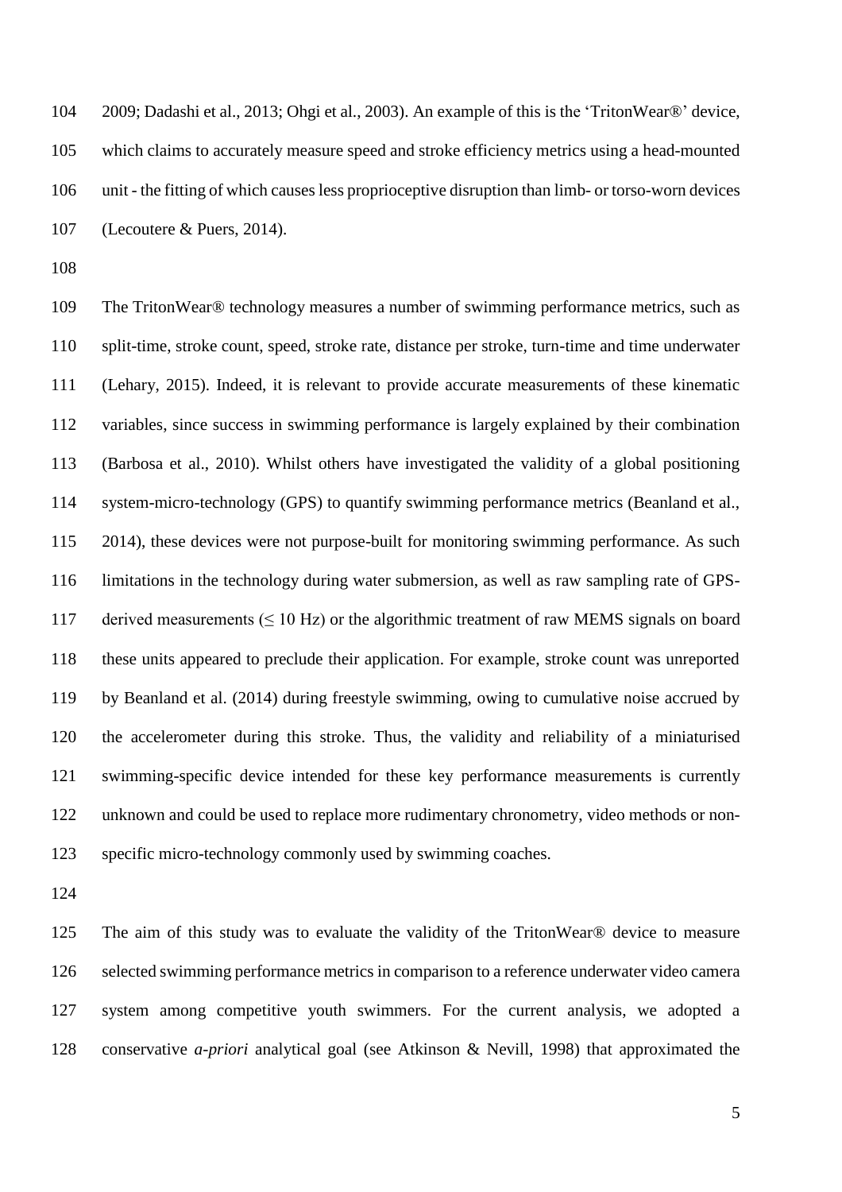2009; Dadashi et al., 2013; Ohgi et al., 2003). An example of this is the 'TritonWear®' device, which claims to accurately measure speed and stroke efficiency metrics using a head-mounted unit - the fitting of which causes less proprioceptive disruption than limb- or torso-worn devices (Lecoutere & Puers, 2014).

The TritonWear® technology measures a number of swimming performance metrics, such as split-time, stroke count, speed, stroke rate, distance per stroke, turn-time and time underwater (Lehary, 2015). Indeed, it is relevant to provide accurate measurements of these kinematic variables, since success in swimming performance is largely explained by their combination (Barbosa et al., 2010). Whilst others have investigated the validity of a global positioning system-micro-technology (GPS) to quantify swimming performance metrics (Beanland et al., 2014), these devices were not purpose-built for monitoring swimming performance. As such limitations in the technology during water submersion, as well as raw sampling rate of GPS-derived measurements ($\leq$ 10 Hz) or the algorithmic treatment of raw MEMS signals on board these units appeared to preclude their application. For example, stroke count was unreported by Beanland et al. (2014) during freestyle swimming, owing to cumulative noise accrued by the accelerometer during this stroke. Thus, the validity and reliability of a miniaturised swimming-specific device intended for these key performance measurements is currently unknown and could be used to replace more rudimentary chronometry, video methods or non-specific micro-technology commonly used by swimming coaches.

The aim of this study was to evaluate the validity of the TritonWear® device to measure selected swimming performance metrics in comparison to a reference underwater video camera system among competitive youth swimmers. For the current analysis, we adopted a conservative *a-priori* analytical goal (see Atkinson & Nevill, 1998) that approximated the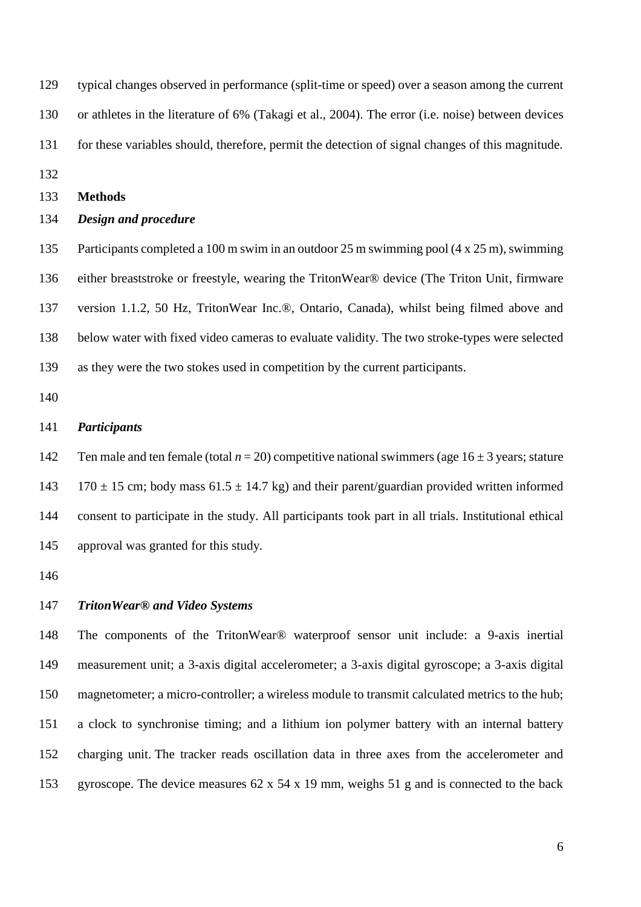typical changes observed in performance (split-time or speed) over a season among the current or athletes in the literature of 6% (Takagi et al., 2004). The error (i.e. noise) between devices for these variables should, therefore, permit the detection of signal changes of this magnitude.

## Methods

### *Design and procedure*

Participants completed a 100 m swim in an outdoor 25 m swimming pool (4 x 25 m), swimming either breaststroke or freestyle, wearing the TritonWear® device (The Triton Unit, firmware version 1.1.2, 50 Hz, TritonWear Inc.®, Ontario, Canada), whilst being filmed above and below water with fixed video cameras to evaluate validity. The two stroke-types were selected as they were the two stokes used in competition by the current participants.

### *Participants*

Ten male and ten female (total $n = 20$) competitive national swimmers (age $16 \pm 3$ years; stature $170 \pm 15$ cm; body mass $61.5 \pm 14.7$ kg) and their parent/guardian provided written informed consent to participate in the study. All participants took part in all trials. Institutional ethical approval was granted for this study.

### *TritonWear® and Video Systems*

The components of the TritonWear® waterproof sensor unit include: a 9-axis inertial measurement unit; a 3-axis digital accelerometer; a 3-axis digital gyroscope; a 3-axis digital magnetometer; a micro-controller; a wireless module to transmit calculated metrics to the hub; a clock to synchronise timing; and a lithium ion polymer battery with an internal battery charging unit. The tracker reads oscillation data in three axes from the accelerometer and gyroscope. The device measures 62 x 54 x 19 mm, weighs 51 g and is connected to the back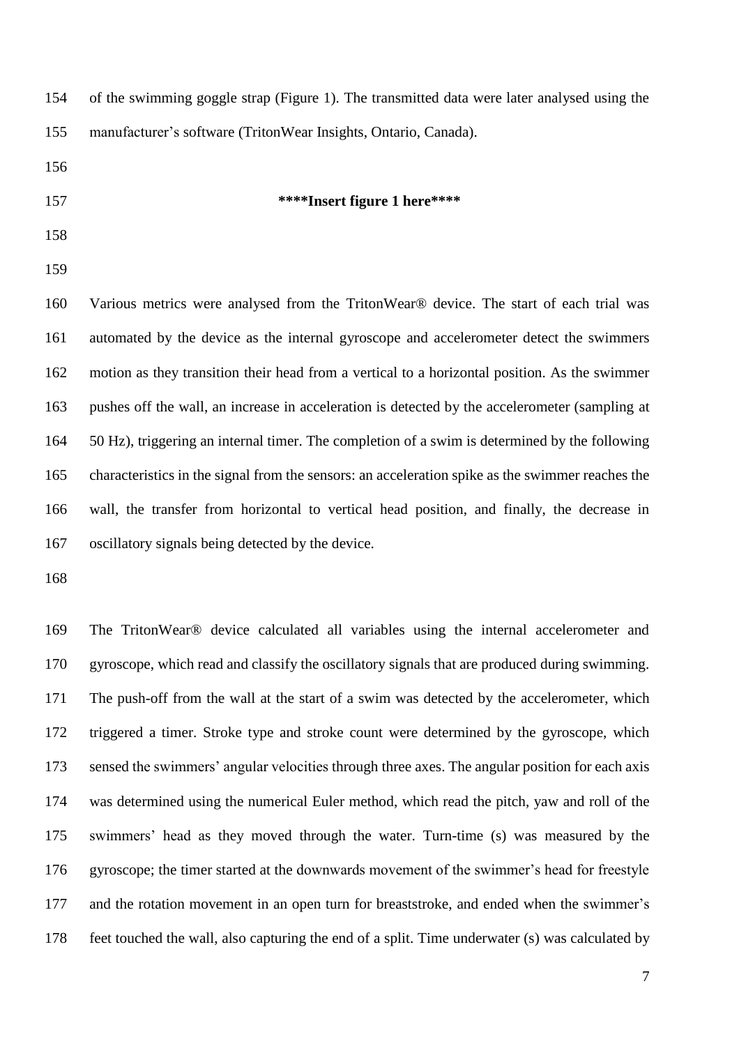of the swimming goggle strap (Figure 1). The transmitted data were later analysed using the manufacturer's software (TritonWear Insights, Ontario, Canada).

**\*\*\*\*Insert figure 1 here\*\*\*\***

Various metrics were analysed from the TritonWear® device. The start of each trial was automated by the device as the internal gyroscope and accelerometer detect the swimmers motion as they transition their head from a vertical to a horizontal position. As the swimmer pushes off the wall, an increase in acceleration is detected by the accelerometer (sampling at 50 Hz), triggering an internal timer. The completion of a swim is determined by the following characteristics in the signal from the sensors: an acceleration spike as the swimmer reaches the wall, the transfer from horizontal to vertical head position, and finally, the decrease in oscillatory signals being detected by the device.

The TritonWear® device calculated all variables using the internal accelerometer and gyroscope, which read and classify the oscillatory signals that are produced during swimming. The push-off from the wall at the start of a swim was detected by the accelerometer, which triggered a timer. Stroke type and stroke count were determined by the gyroscope, which sensed the swimmers' angular velocities through three axes. The angular position for each axis was determined using the numerical Euler method, which read the pitch, yaw and roll of the swimmers' head as they moved through the water. Turn-time (s) was measured by the gyroscope; the timer started at the downwards movement of the swimmer's head for freestyle and the rotation movement in an open turn for breaststroke, and ended when the swimmer's feet touched the wall, also capturing the end of a split. Time underwater (s) was calculated by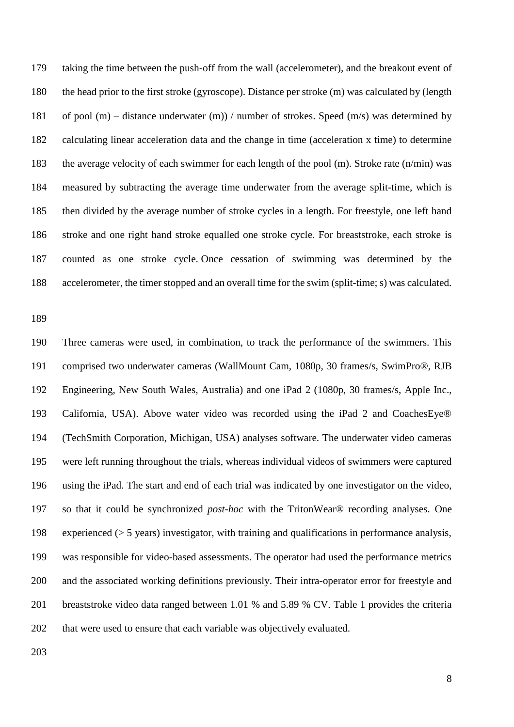taking the time between the push-off from the wall (accelerometer), and the breakout event of the head prior to the first stroke (gyroscope). Distance per stroke (m) was calculated by (length of pool (m) – distance underwater (m)) / number of strokes. Speed (m/s) was determined by calculating linear acceleration data and the change in time (acceleration x time) to determine the average velocity of each swimmer for each length of the pool (m). Stroke rate (n/min) was measured by subtracting the average time underwater from the average split-time, which is then divided by the average number of stroke cycles in a length. For freestyle, one left hand stroke and one right hand stroke equalled one stroke cycle. For breaststroke, each stroke is counted as one stroke cycle. Once cessation of swimming was determined by the accelerometer, the timer stopped and an overall time for the swim (split-time; s) was calculated.

Three cameras were used, in combination, to track the performance of the swimmers. This comprised two underwater cameras (WallMount Cam, 1080p, 30 frames/s, SwimPro®, RJB Engineering, New South Wales, Australia) and one iPad 2 (1080p, 30 frames/s, Apple Inc., California, USA). Above water video was recorded using the iPad 2 and CoachesEye® (TechSmith Corporation, Michigan, USA) analyses software. The underwater video cameras were left running throughout the trials, whereas individual videos of swimmers were captured using the iPad. The start and end of each trial was indicated by one investigator on the video, so that it could be synchronized *post-hoc* with the TritonWear® recording analyses. One experienced (> 5 years) investigator, with training and qualifications in performance analysis, was responsible for video-based assessments. The operator had used the performance metrics and the associated working definitions previously. Their intra-operator error for freestyle and breaststroke video data ranged between 1.01 % and 5.89 % CV. Table 1 provides the criteria that were used to ensure that each variable was objectively evaluated.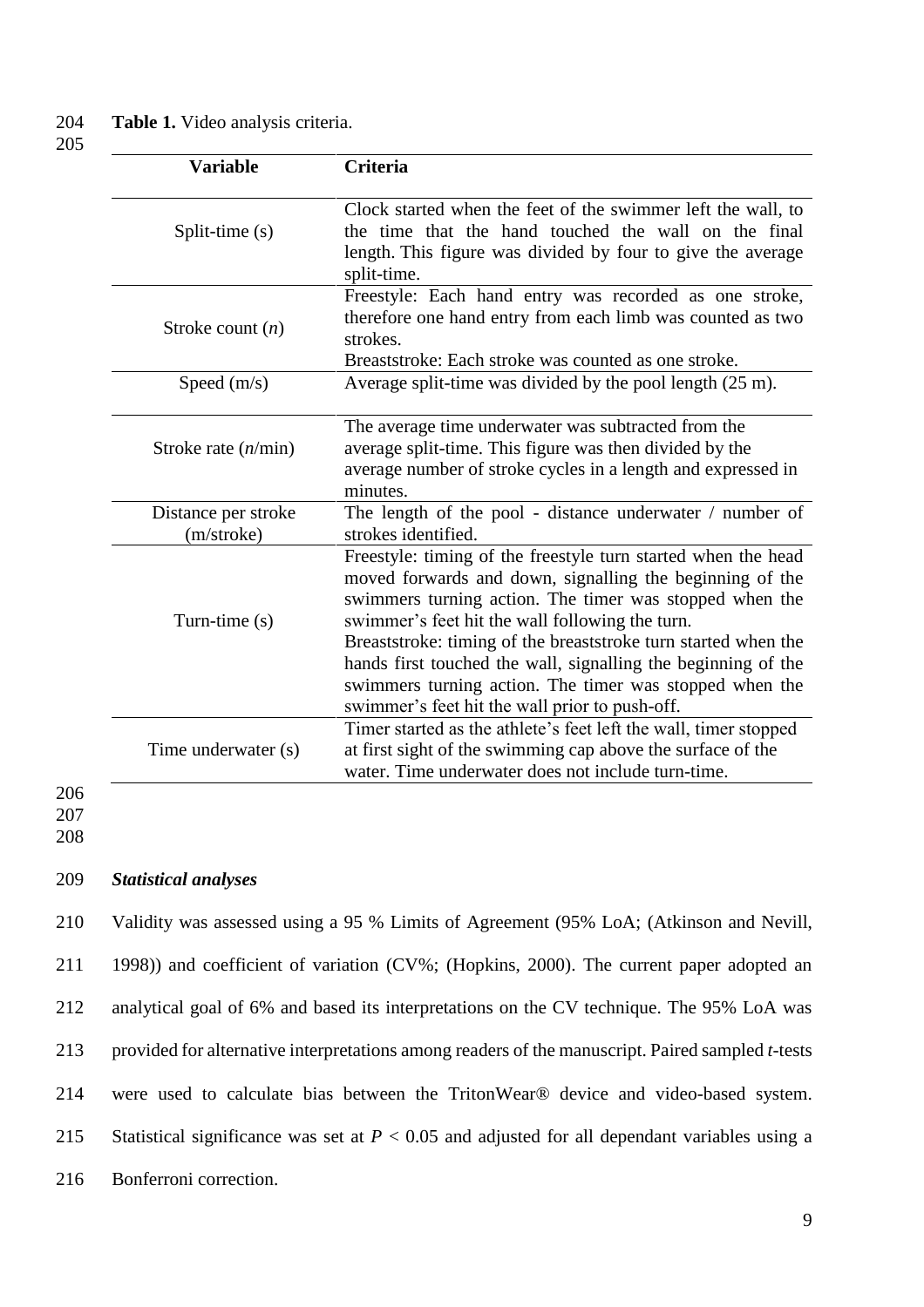**Table 1.** Video analysis criteria.

| Variable | Criteria |
|---|---|
| Split-time (s) | Clock started when the feet of the swimmer left the wall, to the time that the hand touched the wall on the final length. This figure was divided by four to give the average split-time. |
| Stroke count (*n*) | Freestyle: Each hand entry was recorded as one stroke, therefore one hand entry from each limb was counted as two strokes. Breaststroke: Each stroke was counted as one stroke. |
| Speed (m/s) | Average split-time was divided by the pool length (25 m). |
| Stroke rate (*n*/min) | The average time underwater was subtracted from the average split-time. This figure was then divided by the average number of stroke cycles in a length and expressed in minutes. |
| Distance per stroke (m/stroke) | The length of the pool - distance underwater / number of strokes identified. |
| Turn-time (s) | Freestyle: timing of the freestyle turn started when the head moved forwards and down, signalling the beginning of the swimmers turning action. The timer was stopped when the swimmer's feet hit the wall following the turn. Breaststroke: timing of the breaststroke turn started when the hands first touched the wall, signalling the beginning of the swimmers turning action. The timer was stopped when the swimmer's feet hit the wall prior to push-off. |
| Time underwater (s) | Timer started as the athlete's feet left the wall, timer stopped at first sight of the swimming cap above the surface of the water. Time underwater does not include turn-time. |

### *Statistical analyses*

Validity was assessed using a 95 % Limits of Agreement (95% LoA; (Atkinson and Nevill, 1998)) and coefficient of variation (CV%; (Hopkins, 2000). The current paper adopted an analytical goal of 6% and based its interpretations on the CV technique. The 95% LoA was provided for alternative interpretations among readers of the manuscript. Paired sampled *t*-tests were used to calculate bias between the TritonWear® device and video-based system. Statistical significance was set at $P < 0.05$ and adjusted for all dependant variables using a Bonferroni correction.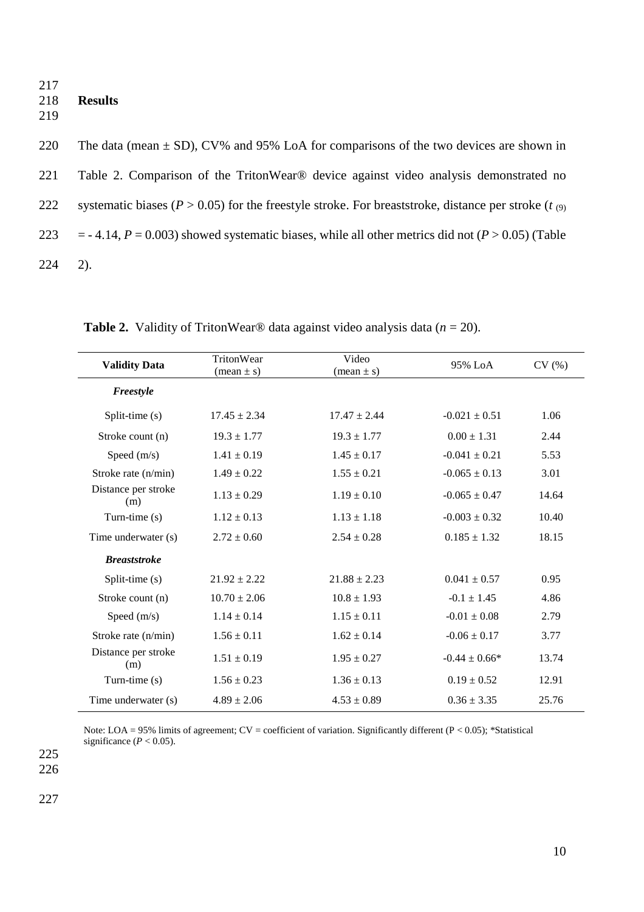## Results

The data (mean ± SD), CV% and 95% LoA for comparisons of the two devices are shown in Table 2. Comparison of the TritonWear® device against video analysis demonstrated no systematic biases ($P > 0.05$) for the freestyle stroke. For breaststroke, distance per stroke ($t_{(9)} = -4.14$, $P = 0.003$) showed systematic biases, while all other metrics did not ($P > 0.05$) (Table 2).

**Table 2.** Validity of TritonWear® data against video analysis data ($n = 20$).

| Validity Data | TritonWear (mean ± s) | Video (mean ± s) | 95% LoA | CV (%) |
|---|---|---|---|---|
| ***Freestyle*** | | | | |
| Split-time (s) | 17.45 ± 2.34 | 17.47 ± 2.44 | -0.021 ± 0.51 | 1.06 |
| Stroke count (n) | 19.3 ± 1.77 | 19.3 ± 1.77 | 0.00 ± 1.31 | 2.44 |
| Speed (m/s) | 1.41 ± 0.19 | 1.45 ± 0.17 | -0.041 ± 0.21 | 5.53 |
| Stroke rate (n/min) | 1.49 ± 0.22 | 1.55 ± 0.21 | -0.065 ± 0.13 | 3.01 |
| Distance per stroke (m) | 1.13 ± 0.29 | 1.19 ± 0.10 | -0.065 ± 0.47 | 14.64 |
| Turn-time (s) | 1.12 ± 0.13 | 1.13 ± 1.18 | -0.003 ± 0.32 | 10.40 |
| Time underwater (s) | 2.72 ± 0.60 | 2.54 ± 0.28 | 0.185 ± 1.32 | 18.15 |
| ***Breaststroke*** | | | | |
| Split-time (s) | 21.92 ± 2.22 | 21.88 ± 2.23 | 0.041 ± 0.57 | 0.95 |
| Stroke count (n) | 10.70 ± 2.06 | 10.8 ± 1.93 | -0.1 ± 1.45 | 4.86 |
| Speed (m/s) | 1.14 ± 0.14 | 1.15 ± 0.11 | -0.01 ± 0.08 | 2.79 |
| Stroke rate (n/min) | 1.56 ± 0.11 | 1.62 ± 0.14 | -0.06 ± 0.17 | 3.77 |
| Distance per stroke (m) | 1.51 ± 0.19 | 1.95 ± 0.27 | -0.44 ± 0.66* | 13.74 |
| Turn-time (s) | 1.56 ± 0.23 | 1.36 ± 0.13 | 0.19 ± 0.52 | 12.91 |
| Time underwater (s) | 4.89 ± 2.06 | 4.53 ± 0.89 | 0.36 ± 3.35 | 25.76 |

Note: LOA = 95% limits of agreement; CV = coefficient of variation. Significantly different ($P < 0.05$); *Statistical significance ($P < 0.05$).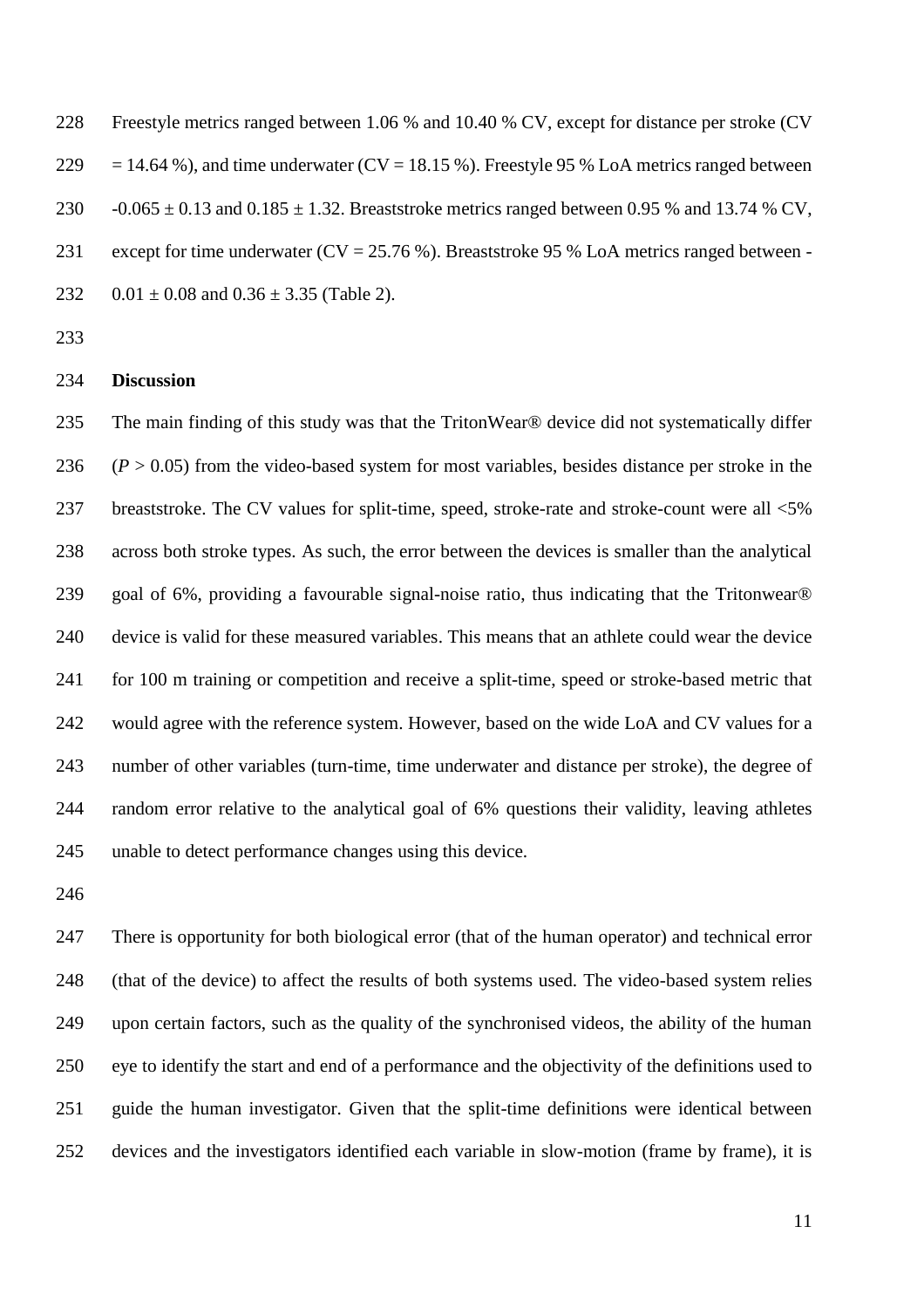Freestyle metrics ranged between 1.06 % and 10.40 % CV, except for distance per stroke (CV = 14.64 %), and time underwater (CV = 18.15 %). Freestyle 95 % LoA metrics ranged between -0.065 ± 0.13 and 0.185 ± 1.32. Breaststroke metrics ranged between 0.95 % and 13.74 % CV, except for time underwater (CV = 25.76 %). Breaststroke 95 % LoA metrics ranged between -0.01 ± 0.08 and 0.36 ± 3.35 (Table 2).

## Discussion

The main finding of this study was that the TritonWear® device did not systematically differ ($P > 0.05$) from the video-based system for most variables, besides distance per stroke in the breaststroke. The CV values for split-time, speed, stroke-rate and stroke-count were all <5% across both stroke types. As such, the error between the devices is smaller than the analytical goal of 6%, providing a favourable signal-noise ratio, thus indicating that the Tritonwear® device is valid for these measured variables. This means that an athlete could wear the device for 100 m training or competition and receive a split-time, speed or stroke-based metric that would agree with the reference system. However, based on the wide LoA and CV values for a number of other variables (turn-time, time underwater and distance per stroke), the degree of random error relative to the analytical goal of 6% questions their validity, leaving athletes unable to detect performance changes using this device.

There is opportunity for both biological error (that of the human operator) and technical error (that of the device) to affect the results of both systems used. The video-based system relies upon certain factors, such as the quality of the synchronised videos, the ability of the human eye to identify the start and end of a performance and the objectivity of the definitions used to guide the human investigator. Given that the split-time definitions were identical between devices and the investigators identified each variable in slow-motion (frame by frame), it is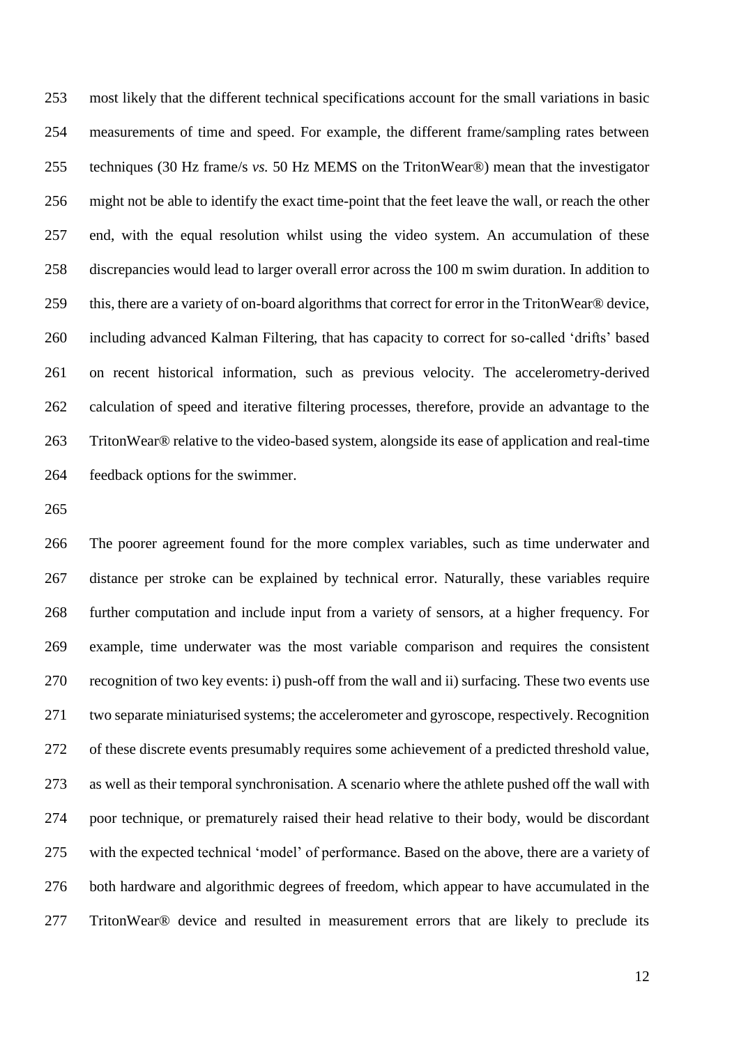most likely that the different technical specifications account for the small variations in basic measurements of time and speed. For example, the different frame/sampling rates between techniques (30 Hz frame/s *vs.* 50 Hz MEMS on the TritonWear®) mean that the investigator might not be able to identify the exact time-point that the feet leave the wall, or reach the other end, with the equal resolution whilst using the video system. An accumulation of these discrepancies would lead to larger overall error across the 100 m swim duration. In addition to this, there are a variety of on-board algorithms that correct for error in the TritonWear® device, including advanced Kalman Filtering, that has capacity to correct for so-called 'drifts' based on recent historical information, such as previous velocity. The accelerometry-derived calculation of speed and iterative filtering processes, therefore, provide an advantage to the TritonWear® relative to the video-based system, alongside its ease of application and real-time feedback options for the swimmer.

The poorer agreement found for the more complex variables, such as time underwater and distance per stroke can be explained by technical error. Naturally, these variables require further computation and include input from a variety of sensors, at a higher frequency. For example, time underwater was the most variable comparison and requires the consistent recognition of two key events: i) push-off from the wall and ii) surfacing. These two events use two separate miniaturised systems; the accelerometer and gyroscope, respectively. Recognition of these discrete events presumably requires some achievement of a predicted threshold value, as well as their temporal synchronisation. A scenario where the athlete pushed off the wall with poor technique, or prematurely raised their head relative to their body, would be discordant with the expected technical 'model' of performance. Based on the above, there are a variety of both hardware and algorithmic degrees of freedom, which appear to have accumulated in the TritonWear® device and resulted in measurement errors that are likely to preclude its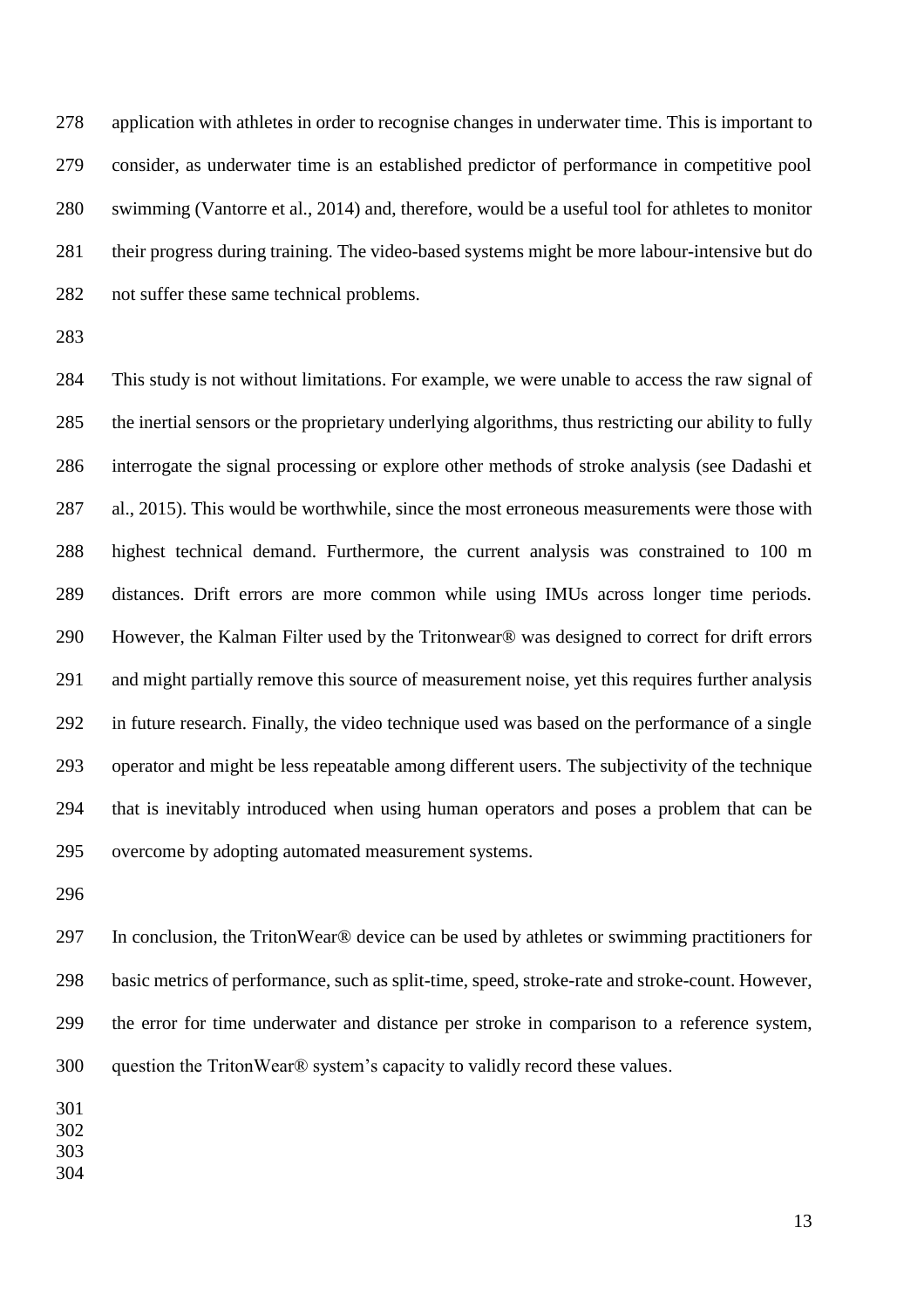application with athletes in order to recognise changes in underwater time. This is important to consider, as underwater time is an established predictor of performance in competitive pool swimming (Vantorre et al., 2014) and, therefore, would be a useful tool for athletes to monitor their progress during training. The video-based systems might be more labour-intensive but do not suffer these same technical problems.

This study is not without limitations. For example, we were unable to access the raw signal of the inertial sensors or the proprietary underlying algorithms, thus restricting our ability to fully interrogate the signal processing or explore other methods of stroke analysis (see Dadashi et al., 2015). This would be worthwhile, since the most erroneous measurements were those with highest technical demand. Furthermore, the current analysis was constrained to 100 m distances. Drift errors are more common while using IMUs across longer time periods. However, the Kalman Filter used by the Tritonwear® was designed to correct for drift errors and might partially remove this source of measurement noise, yet this requires further analysis in future research. Finally, the video technique used was based on the performance of a single operator and might be less repeatable among different users. The subjectivity of the technique that is inevitably introduced when using human operators and poses a problem that can be overcome by adopting automated measurement systems.

In conclusion, the TritonWear® device can be used by athletes or swimming practitioners for basic metrics of performance, such as split-time, speed, stroke-rate and stroke-count. However, the error for time underwater and distance per stroke in comparison to a reference system, question the TritonWear® system's capacity to validly record these values.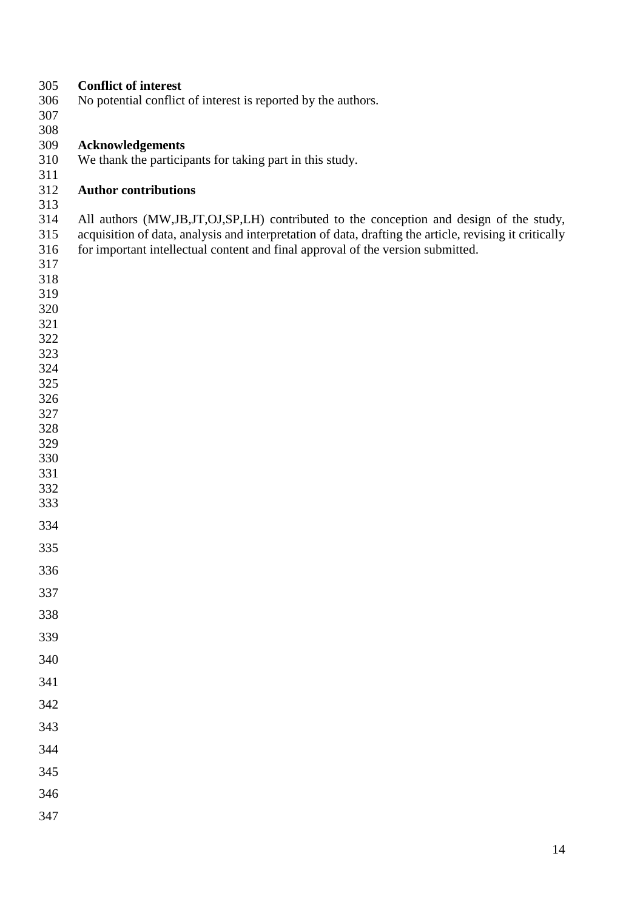## Conflict of interest

No potential conflict of interest is reported by the authors.

## Acknowledgements

We thank the participants for taking part in this study.

## Author contributions

All authors (MW,JB,JT,OJ,SP,LH) contributed to the conception and design of the study, acquisition of data, analysis and interpretation of data, drafting the article, revising it critically for important intellectual content and final approval of the version submitted.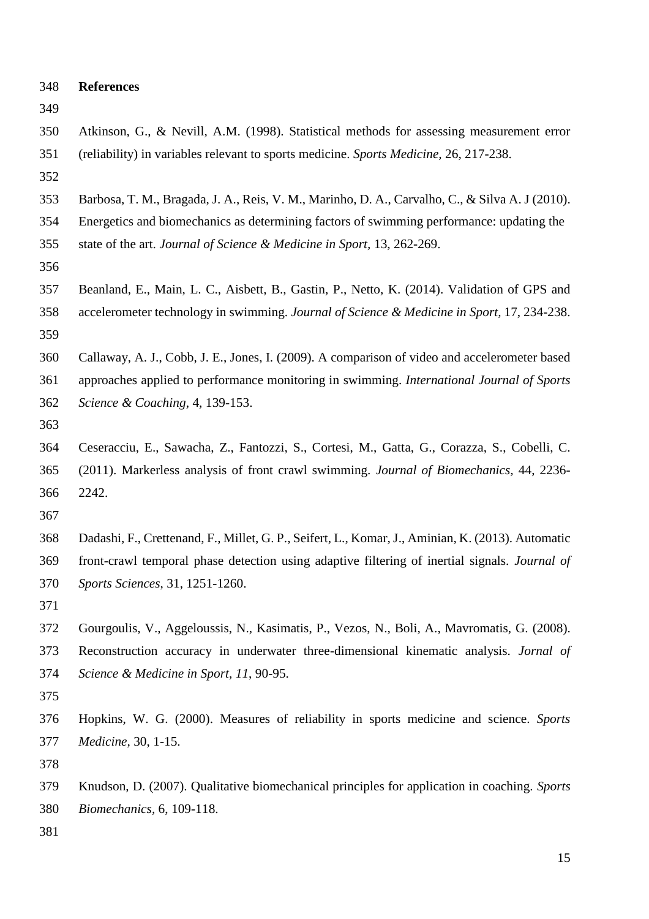## References

Atkinson, G., & Nevill, A.M. (1998). Statistical methods for assessing measurement error (reliability) in variables relevant to sports medicine. *Sports Medicine*, 26, 217-238.

Barbosa, T. M., Bragada, J. A., Reis, V. M., Marinho, D. A., Carvalho, C., & Silva A. J (2010). Energetics and biomechanics as determining factors of swimming performance: updating the state of the art. *Journal of Science & Medicine in Sport*, 13, 262-269.

Beanland, E., Main, L. C., Aisbett, B., Gastin, P., Netto, K. (2014). Validation of GPS and accelerometer technology in swimming. *Journal of Science & Medicine in Sport*, 17, 234-238.

Callaway, A. J., Cobb, J. E., Jones, I. (2009). A comparison of video and accelerometer based approaches applied to performance monitoring in swimming. *International Journal of Sports Science & Coaching*, 4, 139-153.

Ceseracciu, E., Sawacha, Z., Fantozzi, S., Cortesi, M., Gatta, G., Corazza, S., Cobelli, C. (2011). Markerless analysis of front crawl swimming. *Journal of Biomechanics*, 44, 2236-2242.

Dadashi, F., Crettenand, F., Millet, G. P., Seifert, L., Komar, J., Aminian, K. (2013). Automatic front-crawl temporal phase detection using adaptive filtering of inertial signals. *Journal of Sports Sciences*, 31, 1251-1260.

Gourgoulis, V., Aggeloussis, N., Kasimatis, P., Vezos, N., Boli, A., Mavromatis, G. (2008). Reconstruction accuracy in underwater three-dimensional kinematic analysis. *Jornal of Science & Medicine in Sport*, *11*, 90-95.

Hopkins, W. G. (2000). Measures of reliability in sports medicine and science. *Sports Medicine*, 30, 1-15.

Knudson, D. (2007). Qualitative biomechanical principles for application in coaching. *Sports Biomechanics*, 6, 109-118.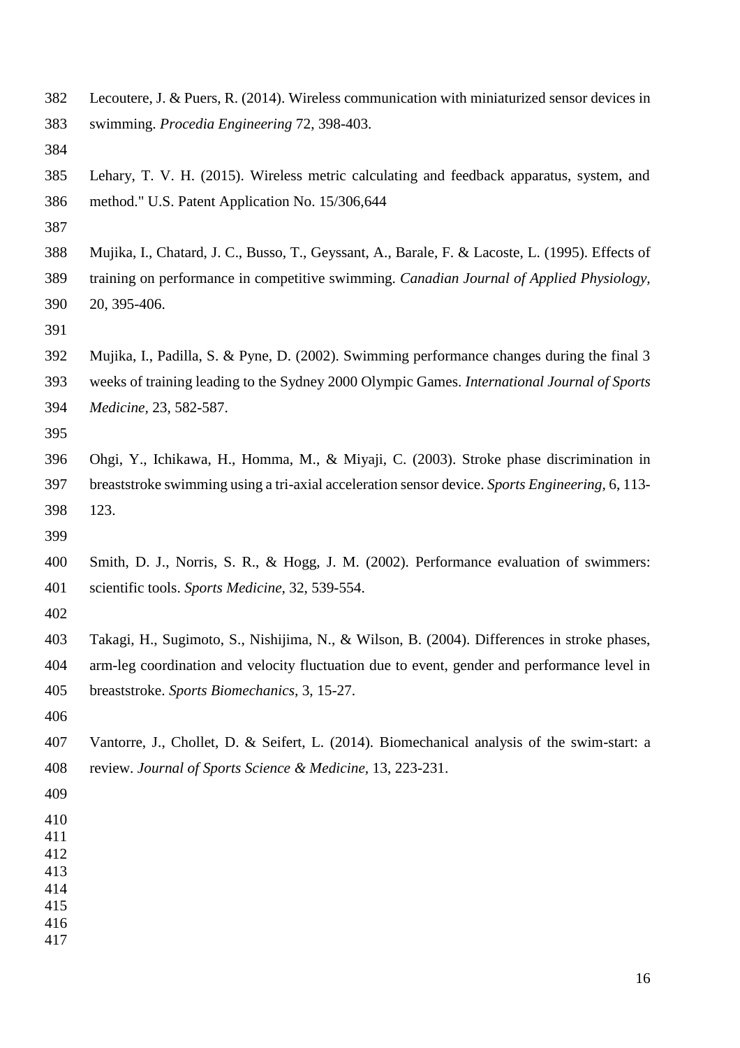Lecoutere, J. & Puers, R. (2014). Wireless communication with miniaturized sensor devices in swimming. *Procedia Engineering* 72, 398-403.

Lehary, T. V. H. (2015). Wireless metric calculating and feedback apparatus, system, and method." U.S. Patent Application No. 15/306,644

Mujika, I., Chatard, J. C., Busso, T., Geyssant, A., Barale, F. & Lacoste, L. (1995). Effects of training on performance in competitive swimming. *Canadian Journal of Applied Physiology,* 20, 395-406.

Mujika, I., Padilla, S. & Pyne, D. (2002). Swimming performance changes during the final 3 weeks of training leading to the Sydney 2000 Olympic Games. *International Journal of Sports Medicine,* 23, 582-587.

Ohgi, Y., Ichikawa, H., Homma, M., & Miyaji, C. (2003). Stroke phase discrimination in breaststroke swimming using a tri-axial acceleration sensor device. *Sports Engineering,* 6, 113-123.

Smith, D. J., Norris, S. R., & Hogg, J. M. (2002). Performance evaluation of swimmers: scientific tools. *Sports Medicine,* 32, 539-554.

Takagi, H., Sugimoto, S., Nishijima, N., & Wilson, B. (2004). Differences in stroke phases, arm-leg coordination and velocity fluctuation due to event, gender and performance level in breaststroke. *Sports Biomechanics,* 3, 15-27.

Vantorre, J., Chollet, D. & Seifert, L. (2014). Biomechanical analysis of the swim-start: a review. *Journal of Sports Science & Medicine,* 13, 223-231.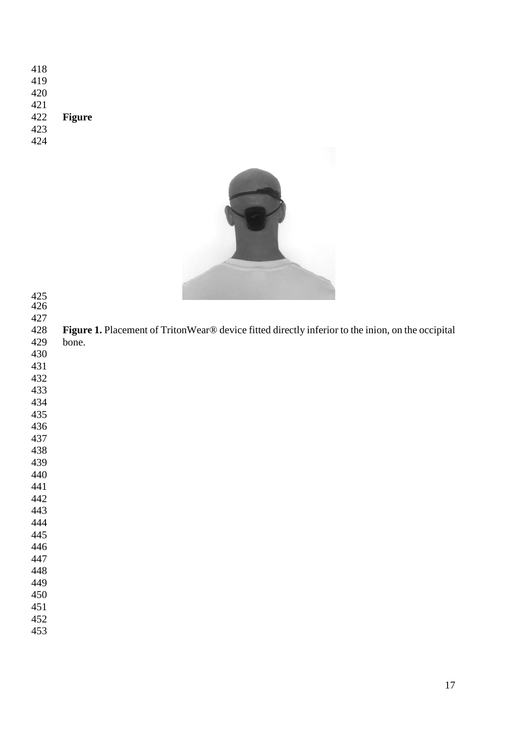**Figure**

**Figure 1.** Placement of TritonWear® device fitted directly inferior to the inion, on the occipital bone.